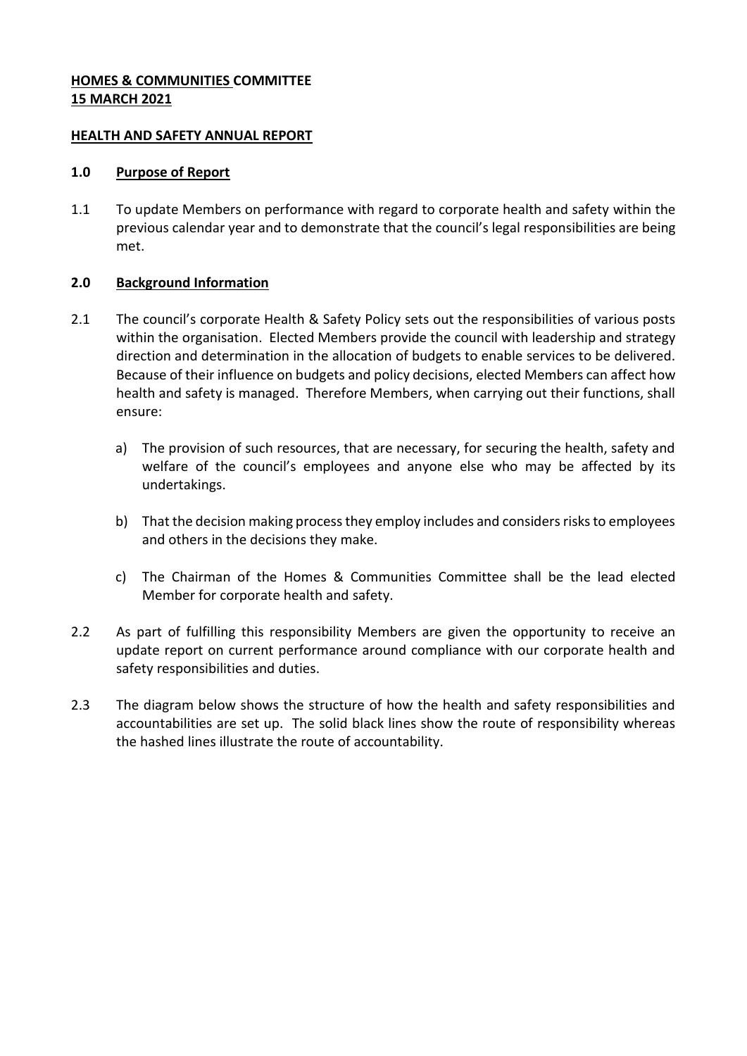**HOMES & COMMUNITIES COMMITTEE**
**15 MARCH 2021**

**HEALTH AND SAFETY ANNUAL REPORT**

## 1.0 Purpose of Report

1.1 To update Members on performance with regard to corporate health and safety within the previous calendar year and to demonstrate that the council's legal responsibilities are being met.

## 2.0 Background Information

2.1 The council's corporate Health & Safety Policy sets out the responsibilities of various posts within the organisation. Elected Members provide the council with leadership and strategy direction and determination in the allocation of budgets to enable services to be delivered. Because of their influence on budgets and policy decisions, elected Members can affect how health and safety is managed. Therefore Members, when carrying out their functions, shall ensure:

a) The provision of such resources, that are necessary, for securing the health, safety and welfare of the council's employees and anyone else who may be affected by its undertakings.

b) That the decision making process they employ includes and considers risks to employees and others in the decisions they make.

c) The Chairman of the Homes & Communities Committee shall be the lead elected Member for corporate health and safety.

2.2 As part of fulfilling this responsibility Members are given the opportunity to receive an update report on current performance around compliance with our corporate health and safety responsibilities and duties.

2.3 The diagram below shows the structure of how the health and safety responsibilities and accountabilities are set up. The solid black lines show the route of responsibility whereas the hashed lines illustrate the route of accountability.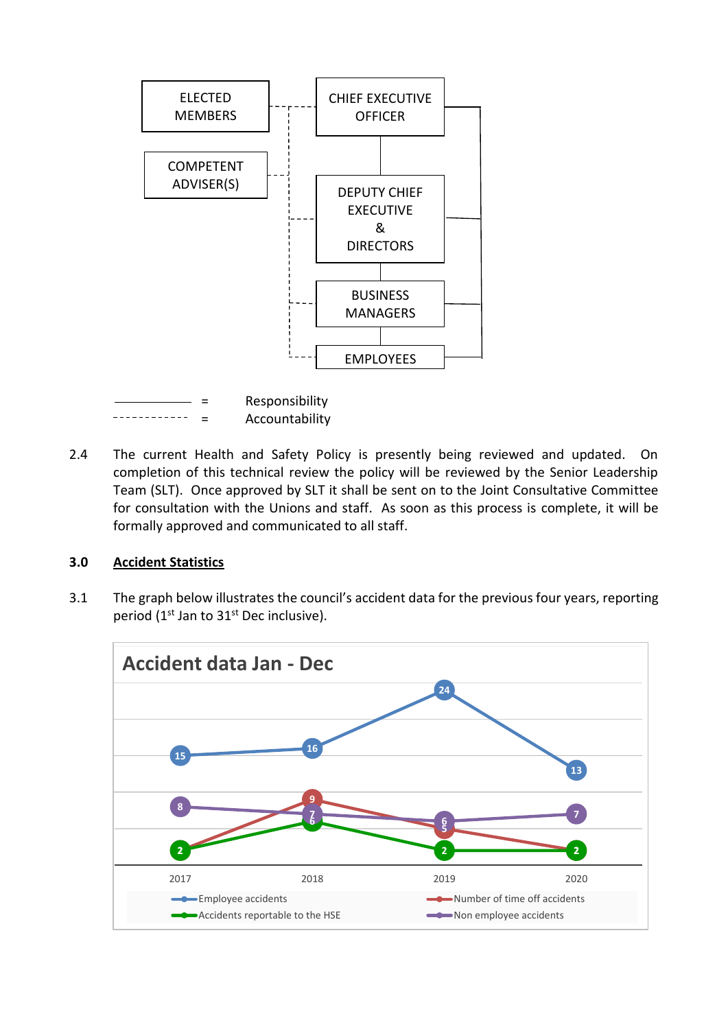ELECTED MEMBERS

COMPETENT ADVISER(S)

CHIEF EXECUTIVE OFFICER

DEPUTY CHIEF EXECUTIVE & DIRECTORS

BUSINESS MANAGERS

EMPLOYEES

——— = Responsibility

- - - - - = Accountability

2.4 The current Health and Safety Policy is presently being reviewed and updated. On completion of this technical review the policy will be reviewed by the Senior Leadership Team (SLT). Once approved by SLT it shall be sent on to the Joint Consultative Committee for consultation with the Unions and staff. As soon as this process is complete, it will be formally approved and communicated to all staff.

## 3.0 Accident Statistics

3.1 The graph below illustrates the council's accident data for the previous four years, reporting period (1st Jan to 31st Dec inclusive).

**Accident data Jan - Dec**

| | 2017 | 2018 | 2019 | 2020 |
|---|---|---|---|---|
| Employee accidents | 15 | 16 | 24 | 13 |
| Number of time off accidents | 2 | 9 | 5 | 2 |
| Accidents reportable to the HSE | 2 | 6 | 2 | 2 |
| Non employee accidents | 8 | 7 | 6 | 7 |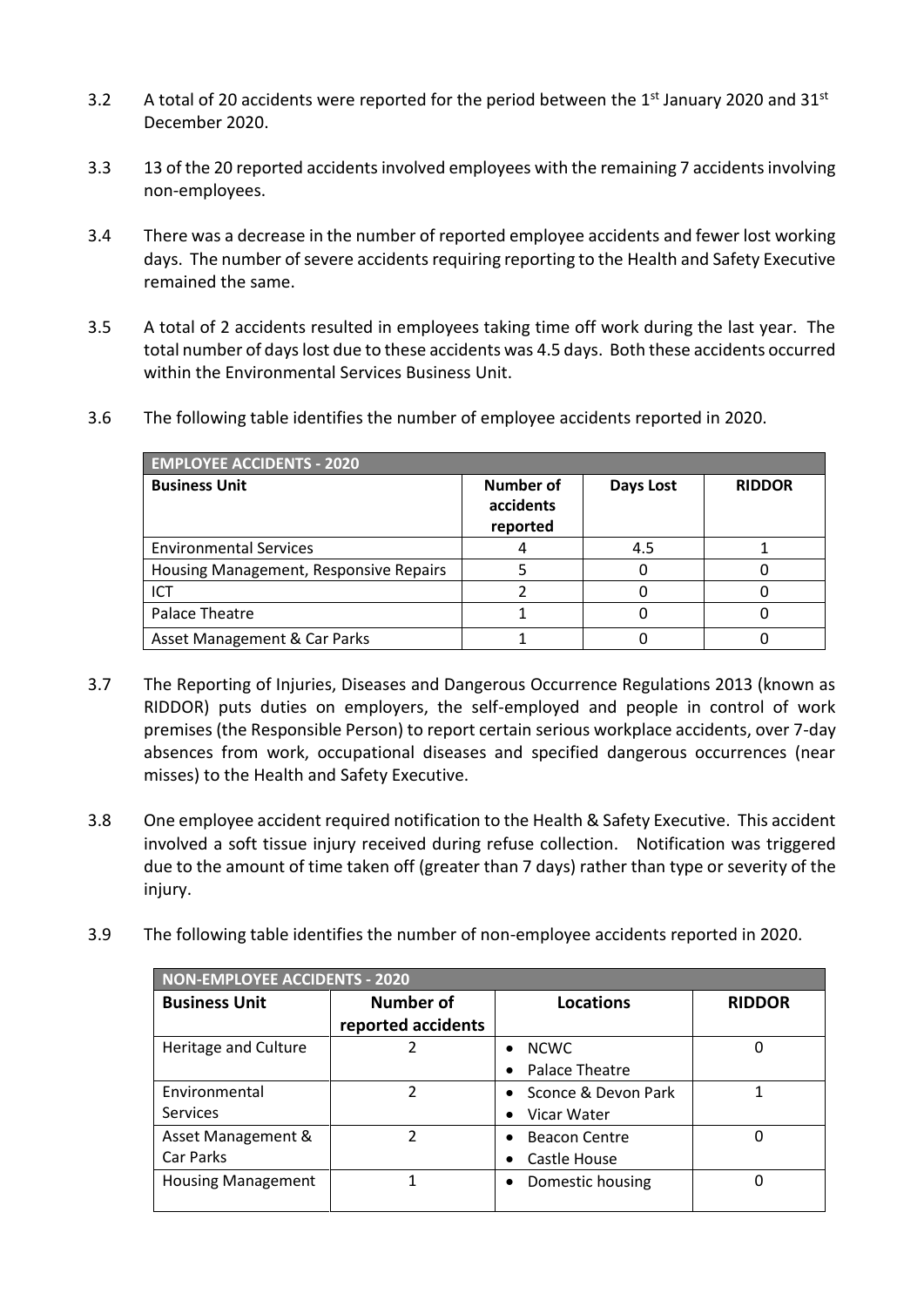3.2 A total of 20 accidents were reported for the period between the 1st January 2020 and 31st December 2020.

3.3 13 of the 20 reported accidents involved employees with the remaining 7 accidents involving non-employees.

3.4 There was a decrease in the number of reported employee accidents and fewer lost working days. The number of severe accidents requiring reporting to the Health and Safety Executive remained the same.

3.5 A total of 2 accidents resulted in employees taking time off work during the last year. The total number of days lost due to these accidents was 4.5 days. Both these accidents occurred within the Environmental Services Business Unit.

3.6 The following table identifies the number of employee accidents reported in 2020.

| EMPLOYEE ACCIDENTS - 2020 | | | |
|---|---|---|---|
| **Business Unit** | **Number of accidents reported** | **Days Lost** | **RIDDOR** |
| Environmental Services | 4 | 4.5 | 1 |
| Housing Management, Responsive Repairs | 5 | 0 | 0 |
| ICT | 2 | 0 | 0 |
| Palace Theatre | 1 | 0 | 0 |
| Asset Management & Car Parks | 1 | 0 | 0 |

3.7 The Reporting of Injuries, Diseases and Dangerous Occurrence Regulations 2013 (known as RIDDOR) puts duties on employers, the self-employed and people in control of work premises (the Responsible Person) to report certain serious workplace accidents, over 7-day absences from work, occupational diseases and specified dangerous occurrences (near misses) to the Health and Safety Executive.

3.8 One employee accident required notification to the Health & Safety Executive. This accident involved a soft tissue injury received during refuse collection. Notification was triggered due to the amount of time taken off (greater than 7 days) rather than type or severity of the injury.

3.9 The following table identifies the number of non-employee accidents reported in 2020.

| NON-EMPLOYEE ACCIDENTS - 2020 | | | |
|---|---|---|---|
| **Business Unit** | **Number of reported accidents** | **Locations** | **RIDDOR** |
| Heritage and Culture | 2 | • NCWC<br>• Palace Theatre | 0 |
| Environmental Services | 2 | • Sconce & Devon Park<br>• Vicar Water | 1 |
| Asset Management & Car Parks | 2 | • Beacon Centre<br>• Castle House | 0 |
| Housing Management | 1 | • Domestic housing | 0 |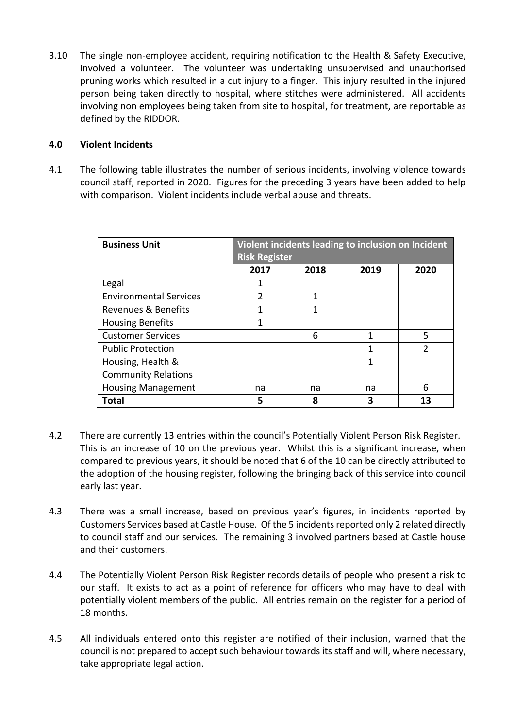3.10 The single non-employee accident, requiring notification to the Health & Safety Executive, involved a volunteer. The volunteer was undertaking unsupervised and unauthorised pruning works which resulted in a cut injury to a finger. This injury resulted in the injured person being taken directly to hospital, where stitches were administered. All accidents involving non employees being taken from site to hospital, for treatment, are reportable as defined by the RIDDOR.

## 4.0 Violent Incidents

4.1 The following table illustrates the number of serious incidents, involving violence towards council staff, reported in 2020. Figures for the preceding 3 years have been added to help with comparison. Violent incidents include verbal abuse and threats.

| Business Unit | Violent incidents leading to inclusion on Incident Risk Register | | | |
|---|---|---|---|---|
| | **2017** | **2018** | **2019** | **2020** |
| Legal | 1 | | | |
| Environmental Services | 2 | 1 | | |
| Revenues & Benefits | 1 | 1 | | |
| Housing Benefits | 1 | | | |
| Customer Services | | 6 | 1 | 5 |
| Public Protection | | | 1 | 2 |
| Housing, Health & Community Relations | | | 1 | |
| Housing Management | na | na | na | 6 |
| **Total** | **5** | **8** | **3** | **13** |

4.2 There are currently 13 entries within the council's Potentially Violent Person Risk Register. This is an increase of 10 on the previous year. Whilst this is a significant increase, when compared to previous years, it should be noted that 6 of the 10 can be directly attributed to the adoption of the housing register, following the bringing back of this service into council early last year.

4.3 There was a small increase, based on previous year's figures, in incidents reported by Customers Services based at Castle House. Of the 5 incidents reported only 2 related directly to council staff and our services. The remaining 3 involved partners based at Castle house and their customers.

4.4 The Potentially Violent Person Risk Register records details of people who present a risk to our staff. It exists to act as a point of reference for officers who may have to deal with potentially violent members of the public. All entries remain on the register for a period of 18 months.

4.5 All individuals entered onto this register are notified of their inclusion, warned that the council is not prepared to accept such behaviour towards its staff and will, where necessary, take appropriate legal action.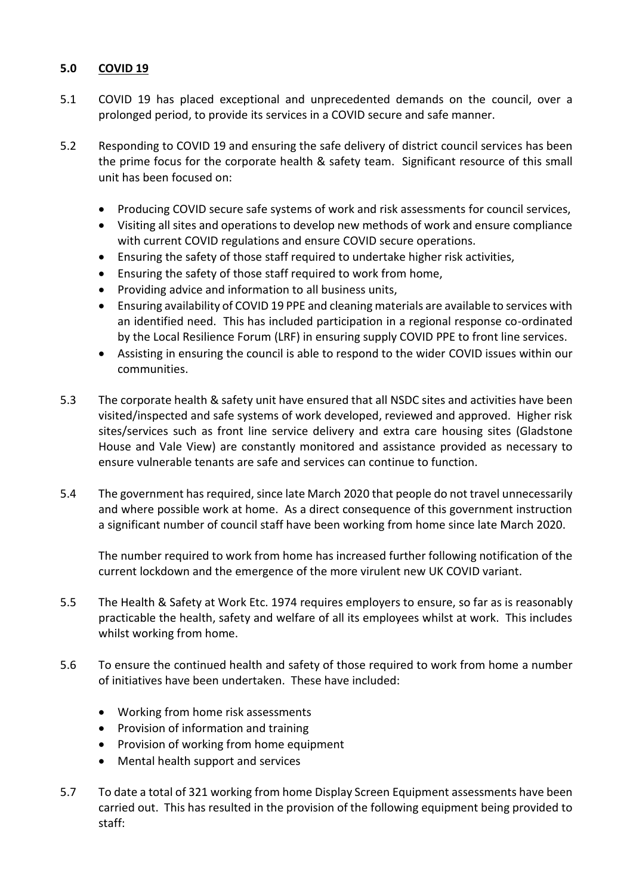## 5.0 COVID 19

5.1 COVID 19 has placed exceptional and unprecedented demands on the council, over a prolonged period, to provide its services in a COVID secure and safe manner.

5.2 Responding to COVID 19 and ensuring the safe delivery of district council services has been the prime focus for the corporate health & safety team. Significant resource of this small unit has been focused on:

- Producing COVID secure safe systems of work and risk assessments for council services,
- Visiting all sites and operations to develop new methods of work and ensure compliance with current COVID regulations and ensure COVID secure operations.
- Ensuring the safety of those staff required to undertake higher risk activities,
- Ensuring the safety of those staff required to work from home,
- Providing advice and information to all business units,
- Ensuring availability of COVID 19 PPE and cleaning materials are available to services with an identified need. This has included participation in a regional response co-ordinated by the Local Resilience Forum (LRF) in ensuring supply COVID PPE to front line services.
- Assisting in ensuring the council is able to respond to the wider COVID issues within our communities.

5.3 The corporate health & safety unit have ensured that all NSDC sites and activities have been visited/inspected and safe systems of work developed, reviewed and approved. Higher risk sites/services such as front line service delivery and extra care housing sites (Gladstone House and Vale View) are constantly monitored and assistance provided as necessary to ensure vulnerable tenants are safe and services can continue to function.

5.4 The government has required, since late March 2020 that people do not travel unnecessarily and where possible work at home. As a direct consequence of this government instruction a significant number of council staff have been working from home since late March 2020.

The number required to work from home has increased further following notification of the current lockdown and the emergence of the more virulent new UK COVID variant.

5.5 The Health & Safety at Work Etc. 1974 requires employers to ensure, so far as is reasonably practicable the health, safety and welfare of all its employees whilst at work. This includes whilst working from home.

5.6 To ensure the continued health and safety of those required to work from home a number of initiatives have been undertaken. These have included:

- Working from home risk assessments
- Provision of information and training
- Provision of working from home equipment
- Mental health support and services

5.7 To date a total of 321 working from home Display Screen Equipment assessments have been carried out. This has resulted in the provision of the following equipment being provided to staff: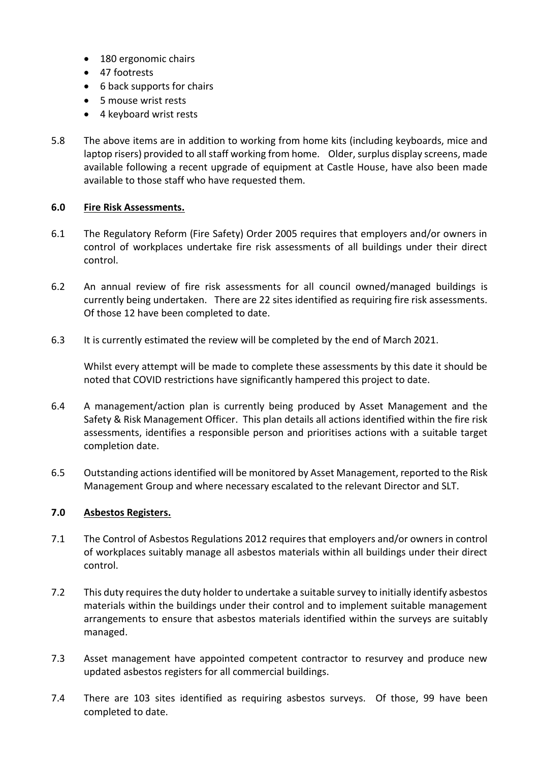- 180 ergonomic chairs
- 47 footrests
- 6 back supports for chairs
- 5 mouse wrist rests
- 4 keyboard wrist rests

5.8 The above items are in addition to working from home kits (including keyboards, mice and laptop risers) provided to all staff working from home. Older, surplus display screens, made available following a recent upgrade of equipment at Castle House, have also been made available to those staff who have requested them.

## 6.0 Fire Risk Assessments.

6.1 The Regulatory Reform (Fire Safety) Order 2005 requires that employers and/or owners in control of workplaces undertake fire risk assessments of all buildings under their direct control.

6.2 An annual review of fire risk assessments for all council owned/managed buildings is currently being undertaken. There are 22 sites identified as requiring fire risk assessments. Of those 12 have been completed to date.

6.3 It is currently estimated the review will be completed by the end of March 2021.

Whilst every attempt will be made to complete these assessments by this date it should be noted that COVID restrictions have significantly hampered this project to date.

6.4 A management/action plan is currently being produced by Asset Management and the Safety & Risk Management Officer. This plan details all actions identified within the fire risk assessments, identifies a responsible person and prioritises actions with a suitable target completion date.

6.5 Outstanding actions identified will be monitored by Asset Management, reported to the Risk Management Group and where necessary escalated to the relevant Director and SLT.

## 7.0 Asbestos Registers.

7.1 The Control of Asbestos Regulations 2012 requires that employers and/or owners in control of workplaces suitably manage all asbestos materials within all buildings under their direct control.

7.2 This duty requires the duty holder to undertake a suitable survey to initially identify asbestos materials within the buildings under their control and to implement suitable management arrangements to ensure that asbestos materials identified within the surveys are suitably managed.

7.3 Asset management have appointed competent contractor to resurvey and produce new updated asbestos registers for all commercial buildings.

7.4 There are 103 sites identified as requiring asbestos surveys. Of those, 99 have been completed to date.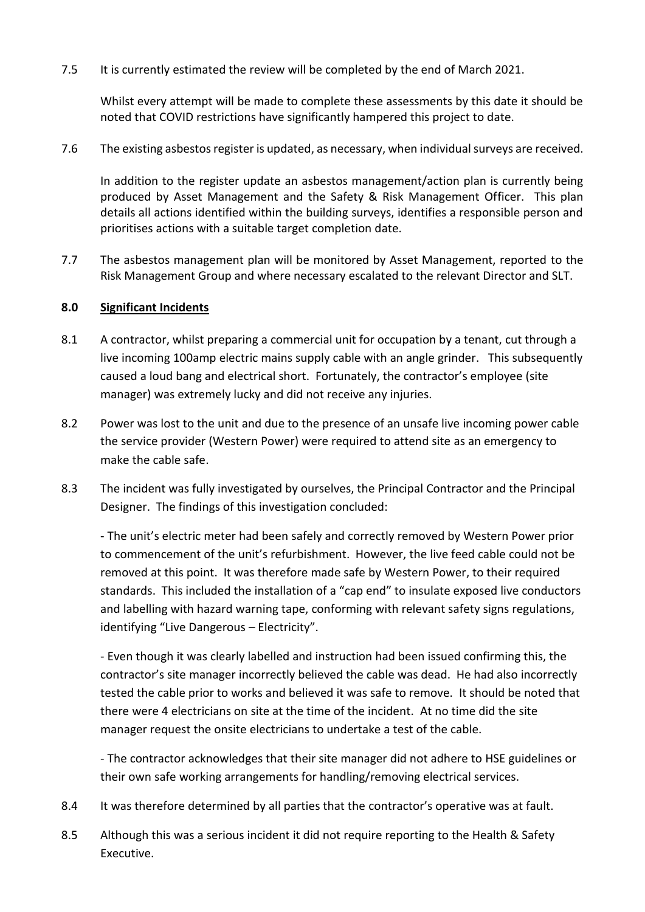7.5 It is currently estimated the review will be completed by the end of March 2021.

Whilst every attempt will be made to complete these assessments by this date it should be noted that COVID restrictions have significantly hampered this project to date.

7.6 The existing asbestos register is updated, as necessary, when individual surveys are received.

In addition to the register update an asbestos management/action plan is currently being produced by Asset Management and the Safety & Risk Management Officer. This plan details all actions identified within the building surveys, identifies a responsible person and prioritises actions with a suitable target completion date.

7.7 The asbestos management plan will be monitored by Asset Management, reported to the Risk Management Group and where necessary escalated to the relevant Director and SLT.

## 8.0 Significant Incidents

8.1 A contractor, whilst preparing a commercial unit for occupation by a tenant, cut through a live incoming 100amp electric mains supply cable with an angle grinder. This subsequently caused a loud bang and electrical short. Fortunately, the contractor's employee (site manager) was extremely lucky and did not receive any injuries.

8.2 Power was lost to the unit and due to the presence of an unsafe live incoming power cable the service provider (Western Power) were required to attend site as an emergency to make the cable safe.

8.3 The incident was fully investigated by ourselves, the Principal Contractor and the Principal Designer. The findings of this investigation concluded:

- The unit's electric meter had been safely and correctly removed by Western Power prior to commencement of the unit's refurbishment. However, the live feed cable could not be removed at this point. It was therefore made safe by Western Power, to their required standards. This included the installation of a "cap end" to insulate exposed live conductors and labelling with hazard warning tape, conforming with relevant safety signs regulations, identifying "Live Dangerous – Electricity".

- Even though it was clearly labelled and instruction had been issued confirming this, the contractor's site manager incorrectly believed the cable was dead. He had also incorrectly tested the cable prior to works and believed it was safe to remove. It should be noted that there were 4 electricians on site at the time of the incident. At no time did the site manager request the onsite electricians to undertake a test of the cable.

- The contractor acknowledges that their site manager did not adhere to HSE guidelines or their own safe working arrangements for handling/removing electrical services.

8.4 It was therefore determined by all parties that the contractor's operative was at fault.

8.5 Although this was a serious incident it did not require reporting to the Health & Safety Executive.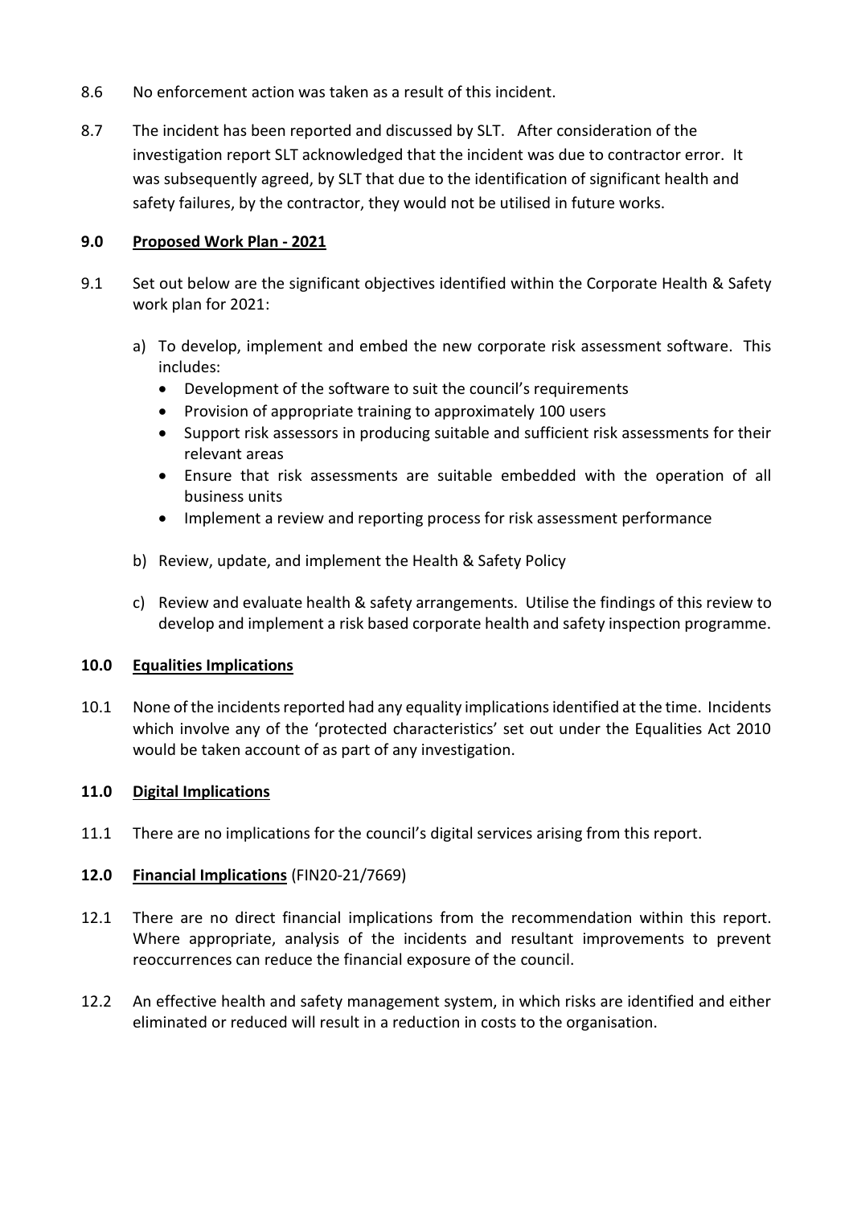8.6 No enforcement action was taken as a result of this incident.

8.7 The incident has been reported and discussed by SLT. After consideration of the investigation report SLT acknowledged that the incident was due to contractor error. It was subsequently agreed, by SLT that due to the identification of significant health and safety failures, by the contractor, they would not be utilised in future works.

## 9.0 Proposed Work Plan - 2021

9.1 Set out below are the significant objectives identified within the Corporate Health & Safety work plan for 2021:

a) To develop, implement and embed the new corporate risk assessment software. This includes:
   - Development of the software to suit the council's requirements
   - Provision of appropriate training to approximately 100 users
   - Support risk assessors in producing suitable and sufficient risk assessments for their relevant areas
   - Ensure that risk assessments are suitable embedded with the operation of all business units
   - Implement a review and reporting process for risk assessment performance

b) Review, update, and implement the Health & Safety Policy

c) Review and evaluate health & safety arrangements. Utilise the findings of this review to develop and implement a risk based corporate health and safety inspection programme.

## 10.0 Equalities Implications

10.1 None of the incidents reported had any equality implications identified at the time. Incidents which involve any of the 'protected characteristics' set out under the Equalities Act 2010 would be taken account of as part of any investigation.

## 11.0 Digital Implications

11.1 There are no implications for the council's digital services arising from this report.

## 12.0 Financial Implications (FIN20-21/7669)

12.1 There are no direct financial implications from the recommendation within this report. Where appropriate, analysis of the incidents and resultant improvements to prevent reoccurrences can reduce the financial exposure of the council.

12.2 An effective health and safety management system, in which risks are identified and either eliminated or reduced will result in a reduction in costs to the organisation.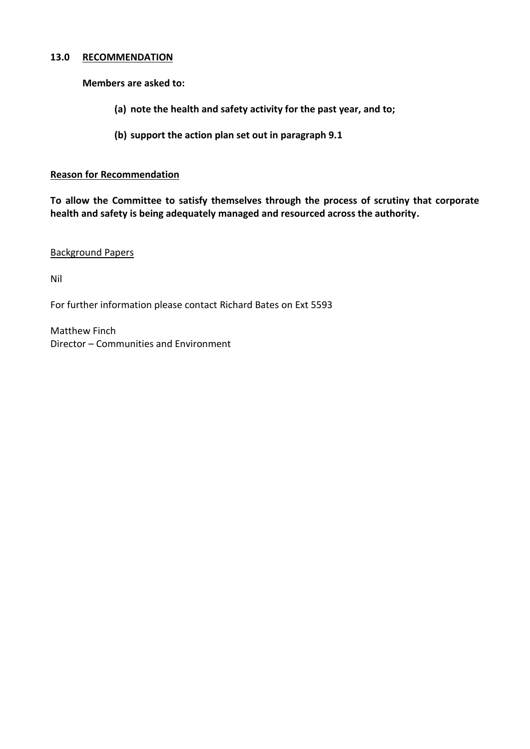## 13.0 RECOMMENDATION

**Members are asked to:**

**(a) note the health and safety activity for the past year, and to;**

**(b) support the action plan set out in paragraph 9.1**

**Reason for Recommendation**

**To allow the Committee to satisfy themselves through the process of scrutiny that corporate health and safety is being adequately managed and resourced across the authority.**

Background Papers

Nil

For further information please contact Richard Bates on Ext 5593

Matthew Finch
Director – Communities and Environment